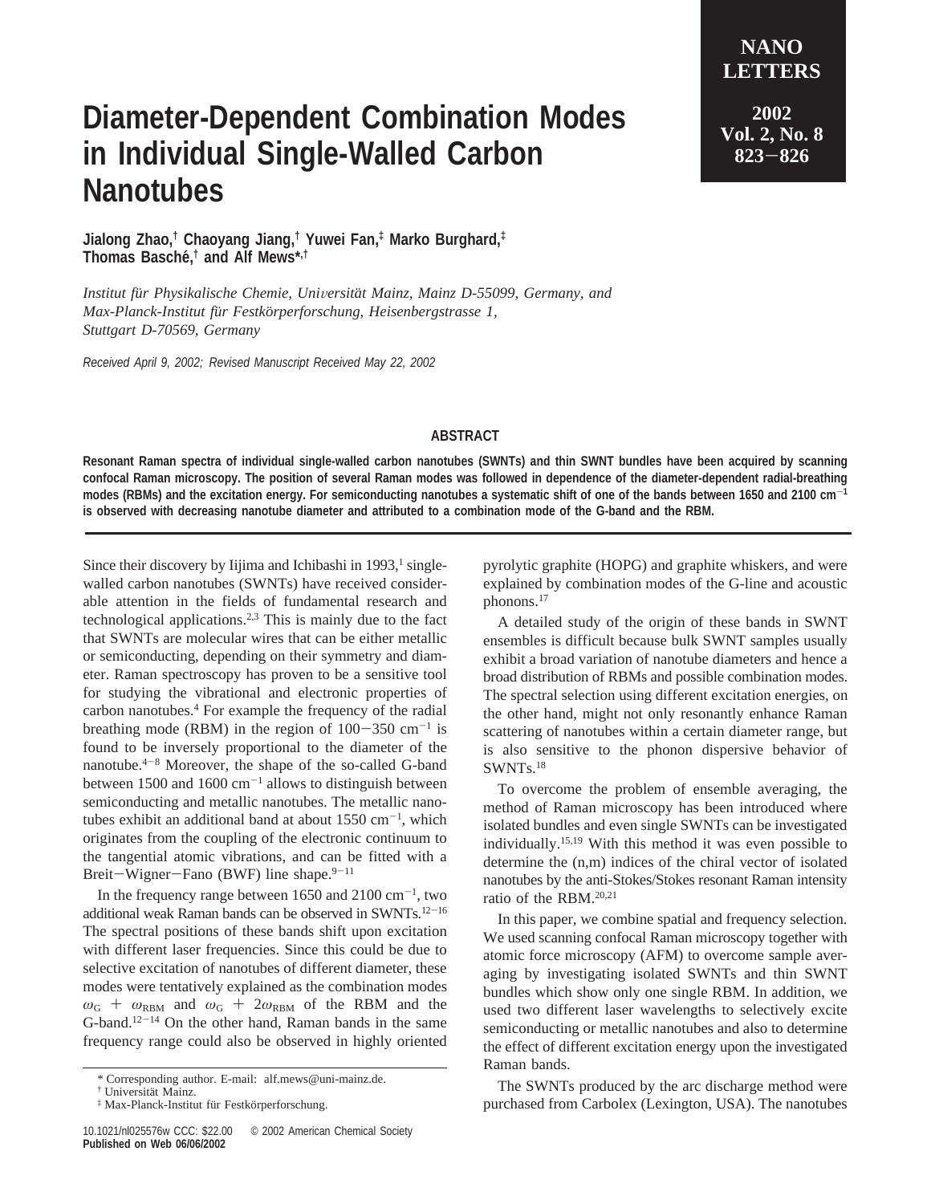# Diameter-Dependent Combination Modes in Individual Single-Walled Carbon Nanotubes

**Jialong Zhao,[†] Chaoyang Jiang,[†] Yuwei Fan,[‡] Marko Burghard,[‡] Thomas Basché,[†] and Alf Mews*,[†]**

*Institut für Physikalische Chemie, Universität Mainz, Mainz D-55099, Germany, and Max-Planck-Institut für Festkörperforschung, Heisenbergstrasse 1, Stuttgart D-70569, Germany*

*Received April 9, 2002; Revised Manuscript Received May 22, 2002*

## ABSTRACT

**Resonant Raman spectra of individual single-walled carbon nanotubes (SWNTs) and thin SWNT bundles have been acquired by scanning confocal Raman microscopy. The position of several Raman modes was followed in dependence of the diameter-dependent radial-breathing modes (RBMs) and the excitation energy. For semiconducting nanotubes a systematic shift of one of the bands between 1650 and 2100 cm$^{-1}$ is observed with decreasing nanotube diameter and attributed to a combination mode of the G-band and the RBM.**

Since their discovery by Iijima and Ichibashi in 1993,[1] single-walled carbon nanotubes (SWNTs) have received considerable attention in the fields of fundamental research and technological applications.[2,3] This is mainly due to the fact that SWNTs are molecular wires that can be either metallic or semiconducting, depending on their symmetry and diameter. Raman spectroscopy has proven to be a sensitive tool for studying the vibrational and electronic properties of carbon nanotubes.[4] For example the frequency of the radial breathing mode (RBM) in the region of 100−350 cm$^{-1}$ is found to be inversely proportional to the diameter of the nanotube.[4−8] Moreover, the shape of the so-called G-band between 1500 and 1600 cm$^{-1}$ allows to distinguish between semiconducting and metallic nanotubes. The metallic nanotubes exhibit an additional band at about 1550 cm$^{-1}$, which originates from the coupling of the electronic continuum to the tangential atomic vibrations, and can be fitted with a Breit−Wigner−Fano (BWF) line shape.[9−11]

In the frequency range between 1650 and 2100 cm$^{-1}$, two additional weak Raman bands can be observed in SWNTs.[12−16] The spectral positions of these bands shift upon excitation with different laser frequencies. Since this could be due to selective excitation of nanotubes of different diameter, these modes were tentatively explained as the combination modes $\omega_G + \omega_{RBM}$ and $\omega_G + 2\omega_{RBM}$ of the RBM and the G-band.[12−14] On the other hand, Raman bands in the same frequency range could also be observed in highly oriented pyrolytic graphite (HOPG) and graphite whiskers, and were explained by combination modes of the G-line and acoustic phonons.[17]

A detailed study of the origin of these bands in SWNT ensembles is difficult because bulk SWNT samples usually exhibit a broad variation of nanotube diameters and hence a broad distribution of RBMs and possible combination modes. The spectral selection using different excitation energies, on the other hand, might not only resonantly enhance Raman scattering of nanotubes within a certain diameter range, but is also sensitive to the phonon dispersive behavior of SWNTs.[18]

To overcome the problem of ensemble averaging, the method of Raman microscopy has been introduced where isolated bundles and even single SWNTs can be investigated individually.[15,19] With this method it was even possible to determine the (n,m) indices of the chiral vector of isolated nanotubes by the anti-Stokes/Stokes resonant Raman intensity ratio of the RBM.[20,21]

In this paper, we combine spatial and frequency selection. We used scanning confocal Raman microscopy together with atomic force microscopy (AFM) to overcome sample averaging by investigating isolated SWNTs and thin SWNT bundles which show only one single RBM. In addition, we used two different laser wavelengths to selectively excite semiconducting or metallic nanotubes and also to determine the effect of different excitation energy upon the investigated Raman bands.

The SWNTs produced by the arc discharge method were purchased from Carbolex (Lexington, USA). The nanotubes

\* Corresponding author. E-mail: alf.mews@uni-mainz.de.
† Universität Mainz.
‡ Max-Planck-Institut für Festkörperforschung.

10.1021/nl025576w CCC: $22.00 © 2002 American Chemical Society
**Published on Web 06/06/2002**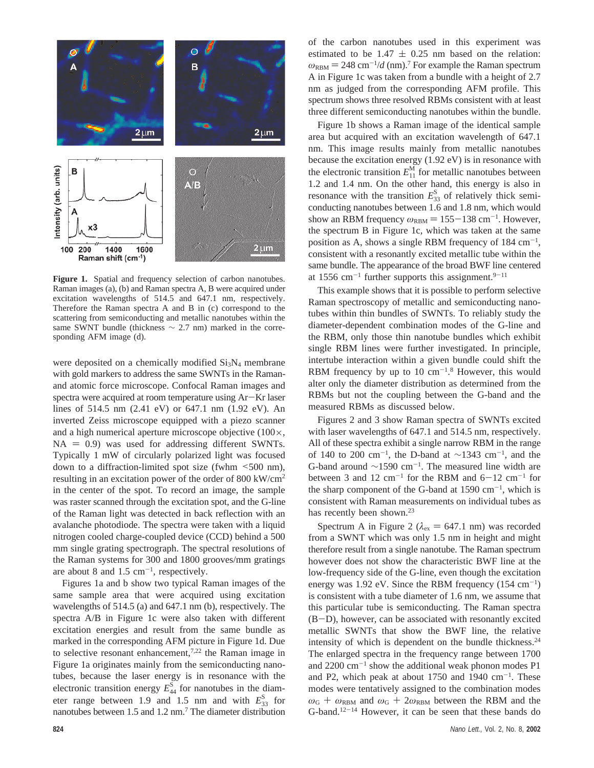**Figure 1.** Spatial and frequency selection of carbon nanotubes. Raman images (a), (b) and Raman spectra A, B were acquired under excitation wavelengths of 514.5 and 647.1 nm, respectively. Therefore the Raman spectra A and B in (c) correspond to the scattering from semiconducting and metallic nanotubes within the same SWNT bundle (thickness ~ 2.7 nm) marked in the corresponding AFM image (d).

were deposited on a chemically modified $Si_3N_4$ membrane with gold markers to address the same SWNTs in the Raman- and atomic force microscope. Confocal Raman images and spectra were acquired at room temperature using Ar−Kr laser lines of 514.5 nm (2.41 eV) or 647.1 nm (1.92 eV). An inverted Zeiss microscope equipped with a piezo scanner and a high numerical aperture microscope objective (100×, NA = 0.9) was used for addressing different SWNTs. Typically 1 mW of circularly polarized light was focused down to a diffraction-limited spot size (fwhm <500 nm), resulting in an excitation power of the order of 800 kW/cm$^2$ in the center of the spot. To record an image, the sample was raster scanned through the excitation spot, and the G-line of the Raman light was detected in back reflection with an avalanche photodiode. The spectra were taken with a liquid nitrogen cooled charge-coupled device (CCD) behind a 500 mm single grating spectrograph. The spectral resolutions of the Raman systems for 300 and 1800 grooves/mm gratings are about 8 and 1.5 cm$^{-1}$, respectively.

Figures 1a and b show two typical Raman images of the same sample area that were acquired using excitation wavelengths of 514.5 (a) and 647.1 nm (b), respectively. The spectra A/B in Figure 1c were also taken with different excitation energies and result from the same bundle as marked in the corresponding AFM picture in Figure 1d. Due to selective resonant enhancement,[7,22] the Raman image in Figure 1a originates mainly from the semiconducting nanotubes, because the laser energy is in resonance with the electronic transition energy $E_{44}^{S}$ for nanotubes in the diameter range between 1.9 and 1.5 nm and with $E_{33}^{S}$ for nanotubes between 1.5 and 1.2 nm.[7] The diameter distribution of the carbon nanotubes used in this experiment was estimated to be 1.47 ± 0.25 nm based on the relation: $\omega_{RBM} = 248$ cm$^{-1}$/$d$ (nm).[7] For example the Raman spectrum A in Figure 1c was taken from a bundle with a height of 2.7 nm as judged from the corresponding AFM profile. This spectrum shows three resolved RBMs consistent with at least three different semiconducting nanotubes within the bundle.

Figure 1b shows a Raman image of the identical sample area but acquired with an excitation wavelength of 647.1 nm. This image results mainly from metallic nanotubes because the excitation energy (1.92 eV) is in resonance with the electronic transition $E_{11}^{M}$ for metallic nanotubes between 1.2 and 1.4 nm. On the other hand, this energy is also in resonance with the transition $E_{33}^{S}$ of relatively thick semiconducting nanotubes between 1.6 and 1.8 nm, which would show an RBM frequency $\omega_{RBM} = 155-138$ cm$^{-1}$. However, the spectrum B in Figure 1c, which was taken at the same position as A, shows a single RBM frequency of 184 cm$^{-1}$, consistent with a resonantly excited metallic tube within the same bundle. The appearance of the broad BWF line centered at 1556 cm$^{-1}$ further supports this assignment.[9−11]

This example shows that it is possible to perform selective Raman spectroscopy of metallic and semiconducting nanotubes within thin bundles of SWNTs. To reliably study the diameter-dependent combination modes of the G-line and the RBM, only those thin nanotube bundles which exhibit single RBM lines were further investigated. In principle, intertube interaction within a given bundle could shift the RBM frequency by up to 10 cm$^{-1}$.[8] However, this would alter only the diameter distribution as determined from the RBMs but not the coupling between the G-band and the measured RBMs as discussed below.

Figures 2 and 3 show Raman spectra of SWNTs excited with laser wavelengths of 647.1 and 514.5 nm, respectively. All of these spectra exhibit a single narrow RBM in the range of 140 to 200 cm$^{-1}$, the D-band at ~1343 cm$^{-1}$, and the G-band around ~1590 cm$^{-1}$. The measured line width are between 3 and 12 cm$^{-1}$ for the RBM and 6−12 cm$^{-1}$ for the sharp component of the G-band at 1590 cm$^{-1}$, which is consistent with Raman measurements on individual tubes as has recently been shown.[23]

Spectrum A in Figure 2 ($\lambda_{ex} = 647.1$ nm) was recorded from a SWNT which was only 1.5 nm in height and might therefore result from a single nanotube. The Raman spectrum however does not show the characteristic BWF line at the low-frequency side of the G-line, even though the excitation energy was 1.92 eV. Since the RBM frequency (154 cm$^{-1}$) is consistent with a tube diameter of 1.6 nm, we assume that this particular tube is semiconducting. The Raman spectra (B−D), however, can be associated with resonantly excited metallic SWNTs that show the BWF line, the relative intensity of which is dependent on the bundle thickness.[24] The enlarged spectra in the frequency range between 1700 and 2200 cm$^{-1}$ show the additional weak phonon modes P1 and P2, which peak at about 1750 and 1940 cm$^{-1}$. These modes were tentatively assigned to the combination modes $\omega_G + \omega_{RBM}$ and $\omega_G + 2\omega_{RBM}$ between the RBM and the G-band.[12−14] However, it can be seen that these bands do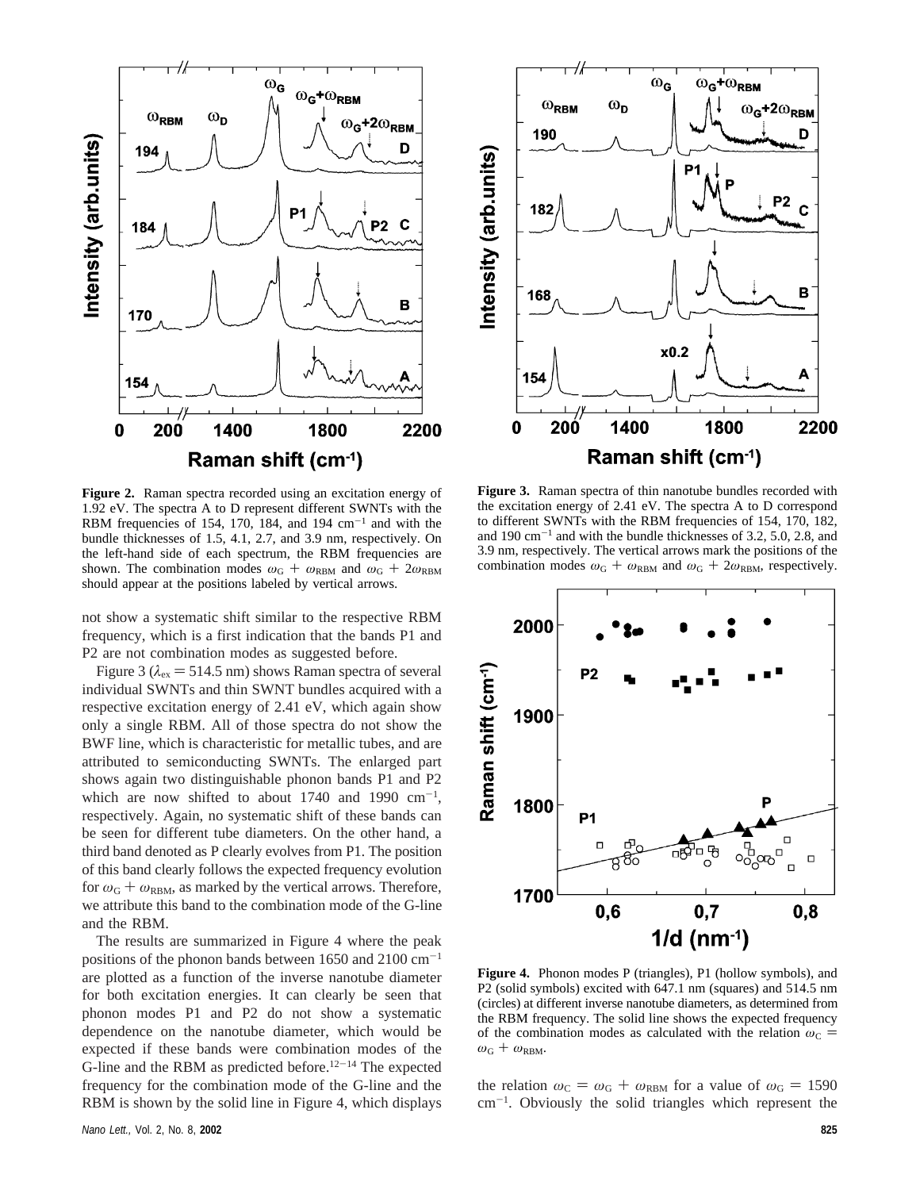**Figure 2.** Raman spectra recorded using an excitation energy of 1.92 eV. The spectra A to D represent different SWNTs with the RBM frequencies of 154, 170, 184, and 194 cm$^{-1}$ and with the bundle thicknesses of 1.5, 4.1, 2.7, and 3.9 nm, respectively. On the left-hand side of each spectrum, the RBM frequencies are shown. The combination modes $\omega_G + \omega_{RBM}$ and $\omega_G + 2\omega_{RBM}$ should appear at the positions labeled by vertical arrows.

**Figure 3.** Raman spectra of thin nanotube bundles recorded with the excitation energy of 2.41 eV. The spectra A to D correspond to different SWNTs with the RBM frequencies of 154, 170, 182, and 190 cm$^{-1}$ and with the bundle thicknesses of 3.2, 5.0, 2.8, and 3.9 nm, respectively. The vertical arrows mark the positions of the combination modes $\omega_G + \omega_{RBM}$ and $\omega_G + 2\omega_{RBM}$, respectively.

not show a systematic shift similar to the respective RBM frequency, which is a first indication that the bands P1 and P2 are not combination modes as suggested before.

Figure 3 ($\lambda_{ex}$ = 514.5 nm) shows Raman spectra of several individual SWNTs and thin SWNT bundles acquired with a respective excitation energy of 2.41 eV, which again show only a single RBM. All of those spectra do not show the BWF line, which is characteristic for metallic tubes, and are attributed to semiconducting SWNTs. The enlarged part shows again two distinguishable phonon bands P1 and P2 which are now shifted to about 1740 and 1990 cm$^{-1}$, respectively. Again, no systematic shift of these bands can be seen for different tube diameters. On the other hand, a third band denoted as P clearly evolves from P1. The position of this band clearly follows the expected frequency evolution for $\omega_G + \omega_{RBM}$, as marked by the vertical arrows. Therefore, we attribute this band to the combination mode of the G-line and the RBM.

The results are summarized in Figure 4 where the peak positions of the phonon bands between 1650 and 2100 cm$^{-1}$ are plotted as a function of the inverse nanotube diameter for both excitation energies. It can clearly be seen that phonon modes P1 and P2 do not show a systematic dependence on the nanotube diameter, which would be expected if these bands were combination modes of the G-line and the RBM as predicted before.[12-14] The expected frequency for the combination mode of the G-line and the RBM is shown by the solid line in Figure 4, which displays

**Figure 4.** Phonon modes P (triangles), P1 (hollow symbols), and P2 (solid symbols) excited with 647.1 nm (squares) and 514.5 nm (circles) at different inverse nanotube diameters, as determined from the RBM frequency. The solid line shows the expected frequency of the combination modes as calculated with the relation $\omega_C = \omega_G + \omega_{RBM}$.

the relation $\omega_C = \omega_G + \omega_{RBM}$ for a value of $\omega_G$ = 1590 cm$^{-1}$. Obviously the solid triangles which represent the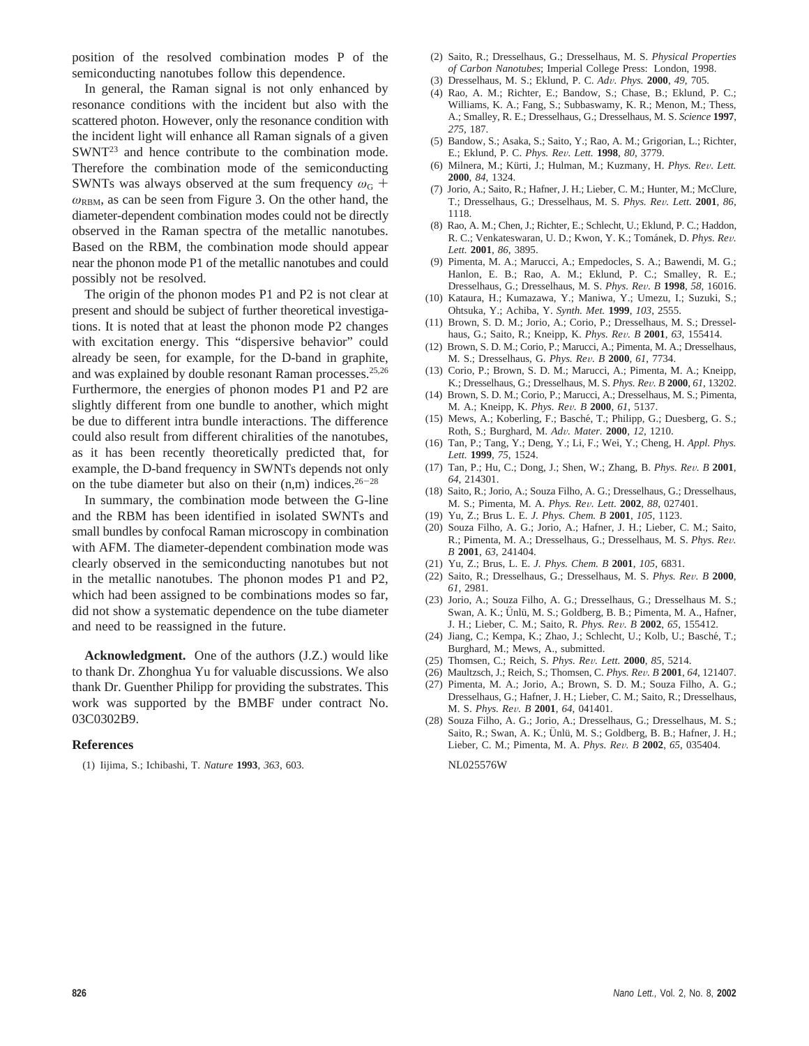position of the resolved combination modes P of the semiconducting nanotubes follow this dependence.

In general, the Raman signal is not only enhanced by resonance conditions with the incident but also with the scattered photon. However, only the resonance condition with the incident light will enhance all Raman signals of a given SWNT[23] and hence contribute to the combination mode. Therefore the combination mode of the semiconducting SWNTs was always observed at the sum frequency $\omega_G + \omega_{RBM}$, as can be seen from Figure 3. On the other hand, the diameter-dependent combination modes could not be directly observed in the Raman spectra of the metallic nanotubes. Based on the RBM, the combination mode should appear near the phonon mode P1 of the metallic nanotubes and could possibly not be resolved.

The origin of the phonon modes P1 and P2 is not clear at present and should be subject of further theoretical investigations. It is noted that at least the phonon mode P2 changes with excitation energy. This "dispersive behavior" could already be seen, for example, for the D-band in graphite, and was explained by double resonant Raman processes.[25,26] Furthermore, the energies of phonon modes P1 and P2 are slightly different from one bundle to another, which might be due to different intra bundle interactions. The difference could also result from different chiralities of the nanotubes, as it has been recently theoretically predicted that, for example, the D-band frequency in SWNTs depends not only on the tube diameter but also on their (n,m) indices.[26-28]

In summary, the combination mode between the G-line and the RBM has been identified in isolated SWNTs and small bundles by confocal Raman microscopy in combination with AFM. The diameter-dependent combination mode was clearly observed in the semiconducting nanotubes but not in the metallic nanotubes. The phonon modes P1 and P2, which had been assigned to be combinations modes so far, did not show a systematic dependence on the tube diameter and need to be reassigned in the future.

**Acknowledgment.** One of the authors (J.Z.) would like to thank Dr. Zhonghua Yu for valuable discussions. We also thank Dr. Guenther Philipp for providing the substrates. This work was supported by the BMBF under contract No. 03C0302B9.

## References

(1) Iijima, S.; Ichibashi, T. *Nature* **1993**, *363*, 603.

(2) Saito, R.; Dresselhaus, G.; Dresselhaus, M. S. *Physical Properties of Carbon Nanotubes*; Imperial College Press: London, 1998.

(3) Dresselhaus, M. S.; Eklund, P. C. *Adv. Phys.* **2000**, *49*, 705.

(4) Rao, A. M.; Richter, E.; Bandow, S.; Chase, B.; Eklund, P. C.; Williams, K. A.; Fang, S.; Subbaswamy, K. R.; Menon, M.; Thess, A.; Smalley, R. E.; Dresselhaus, G.; Dresselhaus, M. S. *Science* **1997**, *275*, 187.

(5) Bandow, S.; Asaka, S.; Saito, Y.; Rao, A. M.; Grigorian, L.; Richter, E.; Eklund, P. C. *Phys. Rev. Lett.* **1998**, *80*, 3779.

(6) Milnera, M.; Kürti, J.; Hulman, M.; Kuzmany, H. *Phys. Rev. Lett.* **2000**, *84*, 1324.

(7) Jorio, A.; Saito, R.; Hafner, J. H.; Lieber, C. M.; Hunter, M.; McClure, T.; Dresselhaus, G.; Dresselhaus, M. S. *Phys. Rev. Lett.* **2001**, *86*, 1118.

(8) Rao, A. M.; Chen, J.; Richter, E.; Schlecht, U.; Eklund, P. C.; Haddon, R. C.; Venkateswaran, U. D.; Kwon, Y. K.; Tománek, D. *Phys. Rev. Lett.* **2001**, *86*, 3895.

(9) Pimenta, M. A.; Marucci, A.; Empedocles, S. A.; Bawendi, M. G.; Hanlon, E. B.; Rao, A. M.; Eklund, P. C.; Smalley, R. E.; Dresselhaus, G.; Dresselhaus, M. S. *Phys. Rev. B* **1998**, *58*, 16016.

(10) Kataura, H.; Kumazawa, Y.; Maniwa, Y.; Umezu, I.; Suzuki, S.; Ohtsuka, Y.; Achiba, Y. *Synth. Met.* **1999**, *103*, 2555.

(11) Brown, S. D. M.; Jorio, A.; Corio, P.; Dresselhaus, M. S.; Dresselhaus, G.; Saito, R.; Kneipp, K. *Phys. Rev. B* **2001**, *63*, 155414.

(12) Brown, S. D. M.; Corio, P.; Marucci, A.; Pimenta, M. A.; Dresselhaus, M. S.; Dresselhaus, G. *Phys. Rev. B* **2000**, *61*, 7734.

(13) Corio, P.; Brown, S. D. M.; Marucci, A.; Pimenta, M. A.; Kneipp, K.; Dresselhaus, G.; Dresselhaus, M. S. *Phys. Rev. B* **2000**, *61*, 13202.

(14) Brown, S. D. M.; Corio, P.; Marucci, A.; Dresselhaus, M. S.; Pimenta, M. A.; Kneipp, K. *Phys. Rev. B* **2000**, *61*, 5137.

(15) Mews, A.; Koberling, F.; Basché, T.; Philipp, G.; Duesberg, G. S.; Roth, S.; Burghard, M. *Adv. Mater.* **2000**, *12*, 1210.

(16) Tan, P.; Tang, Y.; Deng, Y.; Li, F.; Wei, Y.; Cheng, H. *Appl. Phys. Lett.* **1999**, *75*, 1524.

(17) Tan, P.; Hu, C.; Dong, J.; Shen, W.; Zhang, B. *Phys. Rev. B* **2001**, *64*, 214301.

(18) Saito, R.; Jorio, A.; Souza Filho, A. G.; Dresselhaus, G.; Dresselhaus, M. S.; Pimenta, M. A. *Phys. Rev. Lett.* **2002**, *88*, 027401.

(19) Yu, Z.; Brus L. E. *J. Phys. Chem. B* **2001**, *105*, 1123.

(20) Souza Filho, A. G.; Jorio, A.; Hafner, J. H.; Lieber, C. M.; Saito, R.; Pimenta, M. A.; Dresselhaus, G.; Dresselhaus, M. S. *Phys. Rev. B* **2001**, *63*, 241404.

(21) Yu, Z.; Brus, L. E. *J. Phys. Chem. B* **2001**, *105*, 6831.

(22) Saito, R.; Dresselhaus, G.; Dresselhaus, M. S. *Phys. Rev. B* **2000**, *61*, 2981.

(23) Jorio, A.; Souza Filho, A. G.; Dresselhaus, G.; Dresselhaus M. S.; Swan, A. K.; Ünlü, M. S.; Goldberg, B. B.; Pimenta, M. A., Hafner, J. H.; Lieber, C. M.; Saito, R. *Phys. Rev. B* **2002**, *65*, 155412.

(24) Jiang, C.; Kempa, K.; Zhao, J.; Schlecht, U.; Kolb, U.; Basché, T.; Burghard, M.; Mews, A., submitted.

(25) Thomsen, C.; Reich, S. *Phys. Rev. Lett.* **2000**, *85*, 5214.

(26) Maultzsch, J.; Reich, S.; Thomsen, C. *Phys. Rev. B* **2001**, *64*, 121407.

(27) Pimenta, M. A.; Jorio, A.; Brown, S. D. M.; Souza Filho, A. G.; Dresselhaus, G.; Hafner, J. H.; Lieber, C. M.; Saito, R.; Dresselhaus, M. S. *Phys. Rev. B* **2001**, *64*, 041401.

(28) Souza Filho, A. G.; Jorio, A.; Dresselhaus, G.; Dresselhaus, M. S.; Saito, R.; Swan, A. K.; Ünlü, M. S.; Goldberg, B. B.; Hafner, J. H.; Lieber, C. M.; Pimenta, M. A. *Phys. Rev. B* **2002**, *65*, 035404.

NL025576W